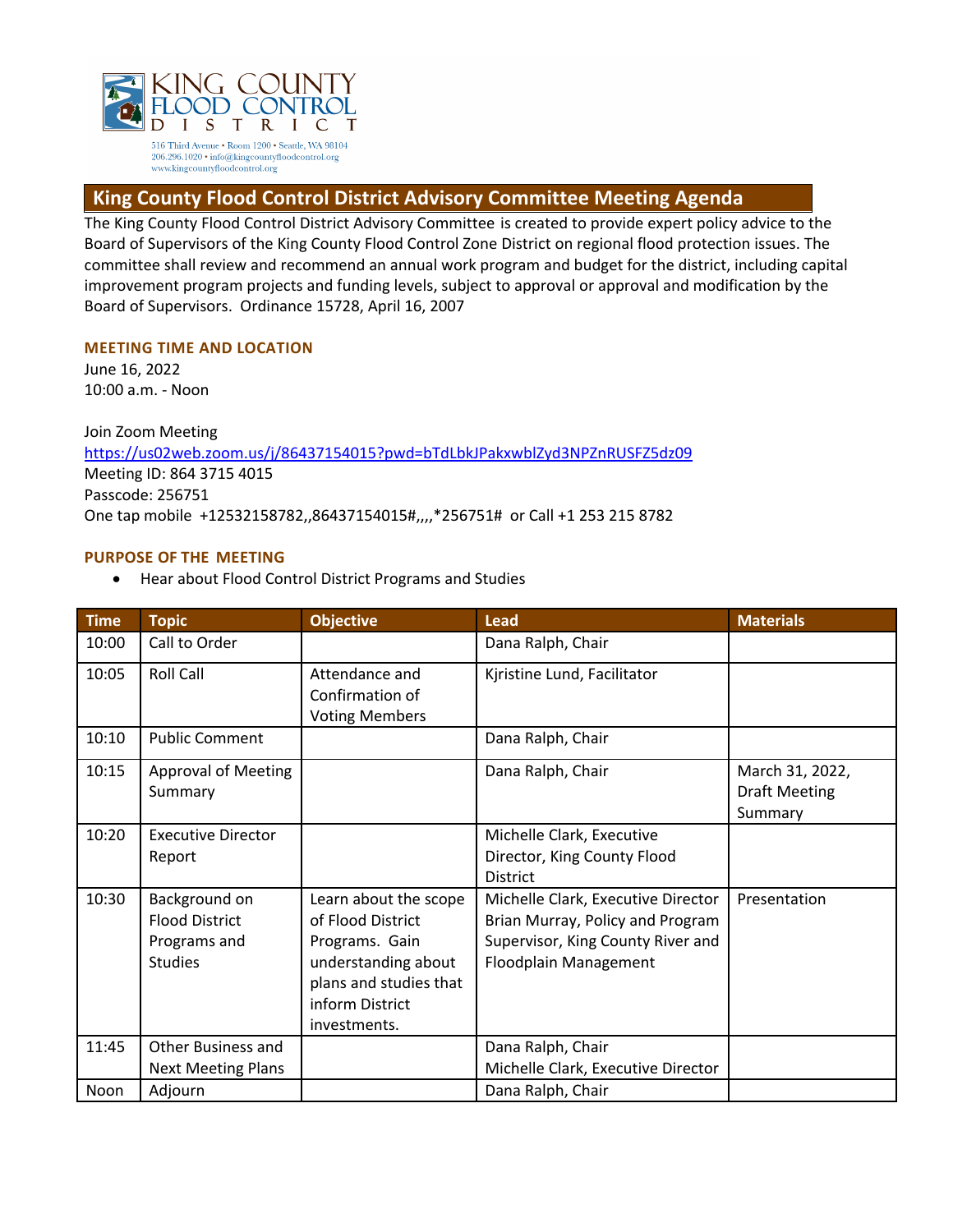KING COUNTY FLOOD CONTROL DISTRICT

516 Third Avenue • Room 1200 • Seattle, WA 98104
206.296.1020 • info@kingcountyfloodcontrol.org
www.kingcountyfloodcontrol.org

# King County Flood Control District Advisory Committee Meeting Agenda

The King County Flood Control District Advisory Committee is created to provide expert policy advice to the Board of Supervisors of the King County Flood Control Zone District on regional flood protection issues. The committee shall review and recommend an annual work program and budget for the district, including capital improvement program projects and funding levels, subject to approval or approval and modification by the Board of Supervisors. Ordinance 15728, April 16, 2007

## MEETING TIME AND LOCATION

June 16, 2022
10:00 a.m. - Noon

Join Zoom Meeting
https://us02web.zoom.us/j/86437154015?pwd=bTdLbkJPakxwblZyd3NPZnRUSFZ5dz09
Meeting ID: 864 3715 4015
Passcode: 256751
One tap mobile +12532158782,,86437154015#,,,,*256751# or Call +1 253 215 8782

## PURPOSE OF THE MEETING

- Hear about Flood Control District Programs and Studies

| Time | Topic | Objective | Lead | Materials |
|---|---|---|---|---|
| 10:00 | Call to Order | | Dana Ralph, Chair | |
| 10:05 | Roll Call | Attendance and Confirmation of Voting Members | Kjristine Lund, Facilitator | |
| 10:10 | Public Comment | | Dana Ralph, Chair | |
| 10:15 | Approval of Meeting Summary | | Dana Ralph, Chair | March 31, 2022, Draft Meeting Summary |
| 10:20 | Executive Director Report | | Michelle Clark, Executive Director, King County Flood District | |
| 10:30 | Background on Flood District Programs and Studies | Learn about the scope of Flood District Programs. Gain understanding about plans and studies that inform District investments. | Michelle Clark, Executive Director<br>Brian Murray, Policy and Program Supervisor, King County River and Floodplain Management | Presentation |
| 11:45 | Other Business and Next Meeting Plans | | Dana Ralph, Chair<br>Michelle Clark, Executive Director | |
| Noon | Adjourn | | Dana Ralph, Chair | |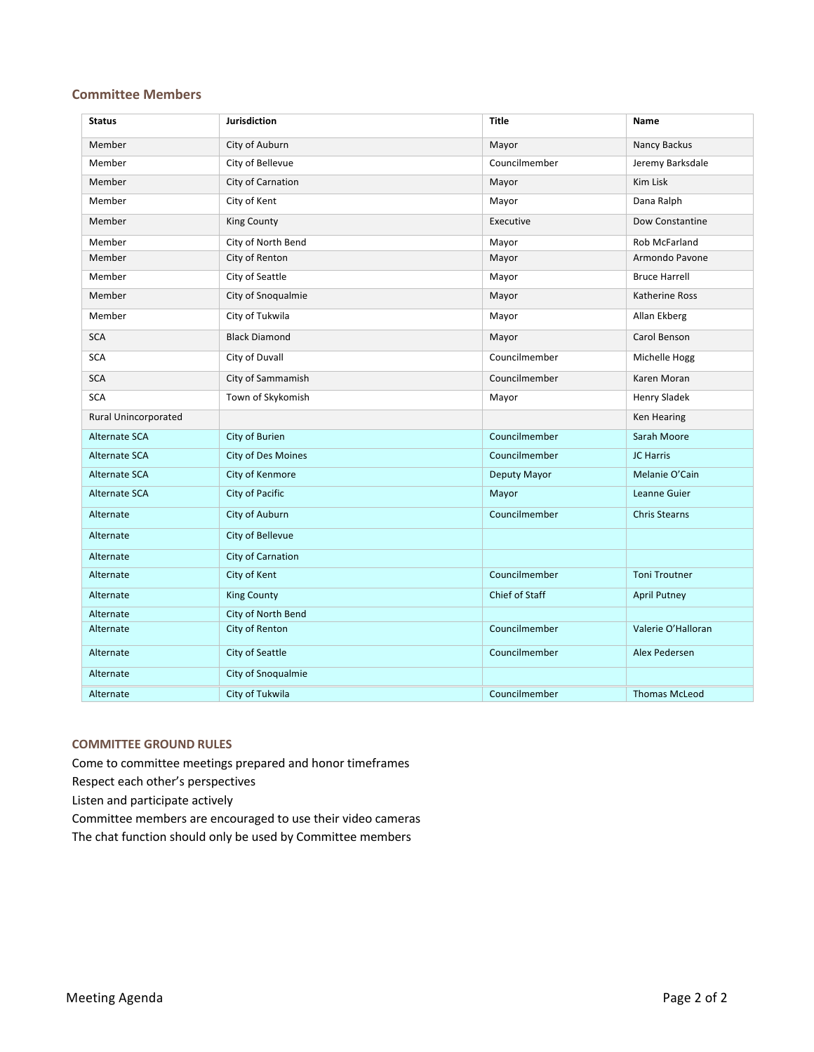## Committee Members

| Status | Jurisdiction | Title | Name |
|---|---|---|---|
| Member | City of Auburn | Mayor | Nancy Backus |
| Member | City of Bellevue | Councilmember | Jeremy Barksdale |
| Member | City of Carnation | Mayor | Kim Lisk |
| Member | City of Kent | Mayor | Dana Ralph |
| Member | King County | Executive | Dow Constantine |
| Member | City of North Bend | Mayor | Rob McFarland |
| Member | City of Renton | Mayor | Armondo Pavone |
| Member | City of Seattle | Mayor | Bruce Harrell |
| Member | City of Snoqualmie | Mayor | Katherine Ross |
| Member | City of Tukwila | Mayor | Allan Ekberg |
| SCA | Black Diamond | Mayor | Carol Benson |
| SCA | City of Duvall | Councilmember | Michelle Hogg |
| SCA | City of Sammamish | Councilmember | Karen Moran |
| SCA | Town of Skykomish | Mayor | Henry Sladek |
| Rural Unincorporated | | | Ken Hearing |
| Alternate SCA | City of Burien | Councilmember | Sarah Moore |
| Alternate SCA | City of Des Moines | Councilmember | JC Harris |
| Alternate SCA | City of Kenmore | Deputy Mayor | Melanie O'Cain |
| Alternate SCA | City of Pacific | Mayor | Leanne Guier |
| Alternate | City of Auburn | Councilmember | Chris Stearns |
| Alternate | City of Bellevue | | |
| Alternate | City of Carnation | | |
| Alternate | City of Kent | Councilmember | Toni Troutner |
| Alternate | King County | Chief of Staff | April Putney |
| Alternate | City of North Bend | | |
| Alternate | City of Renton | Councilmember | Valerie O'Halloran |
| Alternate | City of Seattle | Councilmember | Alex Pedersen |
| Alternate | City of Snoqualmie | | |
| Alternate | City of Tukwila | Councilmember | Thomas McLeod |

## COMMITTEE GROUND RULES

Come to committee meetings prepared and honor timeframes

Respect each other's perspectives

Listen and participate actively

Committee members are encouraged to use their video cameras

The chat function should only be used by Committee members